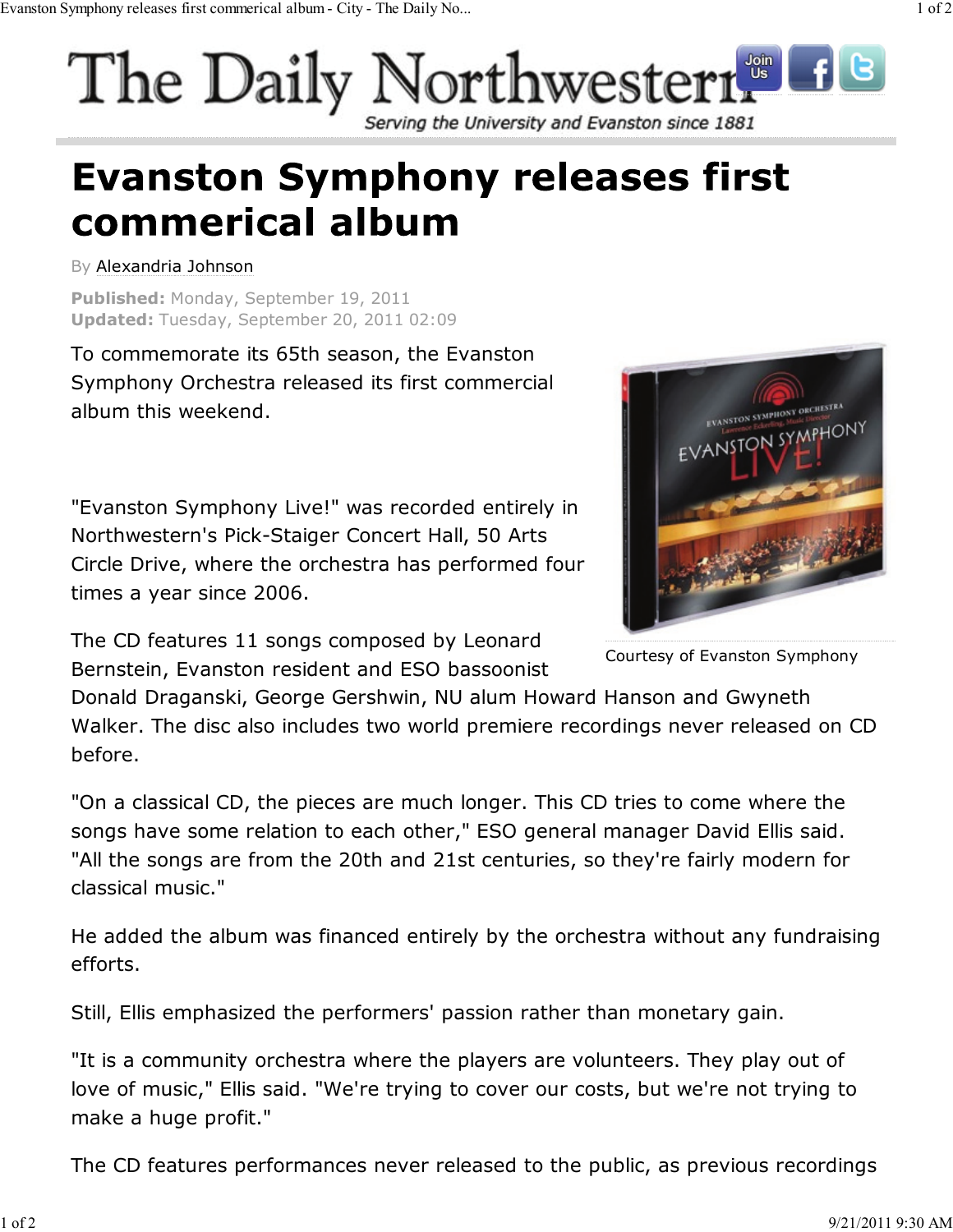# The Daily Northwestern

*Serving the University and Evanston since 1881*

# Evanston Symphony releases first commerical album

By Alexandria Johnson

**Published:** Monday, September 19, 2011
**Updated:** Tuesday, September 20, 2011 02:09

To commemorate its 65th season, the Evanston Symphony Orchestra released its first commercial album this weekend.

Courtesy of Evanston Symphony

"Evanston Symphony Live!" was recorded entirely in Northwestern's Pick-Staiger Concert Hall, 50 Arts Circle Drive, where the orchestra has performed four times a year since 2006.

The CD features 11 songs composed by Leonard Bernstein, Evanston resident and ESO bassoonist Donald Draganski, George Gershwin, NU alum Howard Hanson and Gwyneth Walker. The disc also includes two world premiere recordings never released on CD before.

"On a classical CD, the pieces are much longer. This CD tries to come where the songs have some relation to each other," ESO general manager David Ellis said. "All the songs are from the 20th and 21st centuries, so they're fairly modern for classical music."

He added the album was financed entirely by the orchestra without any fundraising efforts.

Still, Ellis emphasized the performers' passion rather than monetary gain.

"It is a community orchestra where the players are volunteers. They play out of love of music," Ellis said. "We're trying to cover our costs, but we're not trying to make a huge profit."

The CD features performances never released to the public, as previous recordings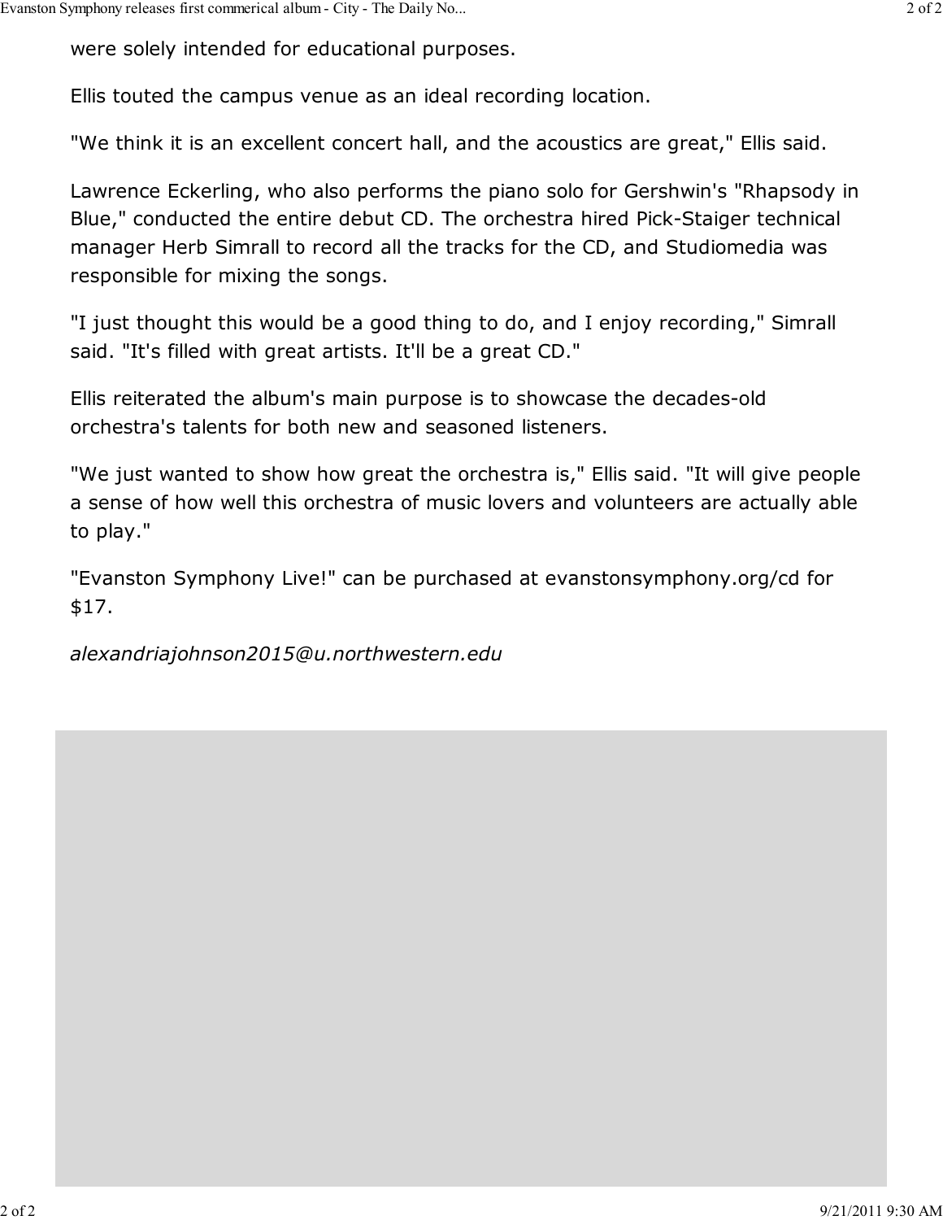were solely intended for educational purposes.

Ellis touted the campus venue as an ideal recording location.

"We think it is an excellent concert hall, and the acoustics are great," Ellis said.

Lawrence Eckerling, who also performs the piano solo for Gershwin's "Rhapsody in Blue," conducted the entire debut CD. The orchestra hired Pick-Staiger technical manager Herb Simrall to record all the tracks for the CD, and Studiomedia was responsible for mixing the songs.

"I just thought this would be a good thing to do, and I enjoy recording," Simrall said. "It's filled with great artists. It'll be a great CD."

Ellis reiterated the album's main purpose is to showcase the decades-old orchestra's talents for both new and seasoned listeners.

"We just wanted to show how great the orchestra is," Ellis said. "It will give people a sense of how well this orchestra of music lovers and volunteers are actually able to play."

"Evanston Symphony Live!" can be purchased at evanstonsymphony.org/cd for $17.

*alexandriajohnson2015@u.northwestern.edu*